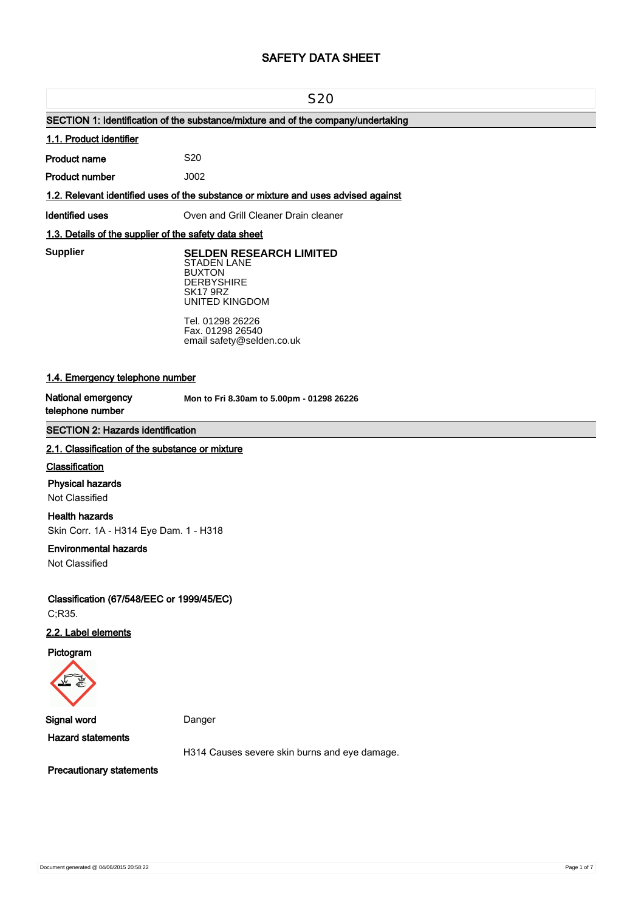# SAFETY DATA SHEET

## S20

### SECTION 1: Identification of the substance/mixture and of the company/undertaking

#### 1.1. Product identifier

**Product name** S20

**Product number** J002

#### 1.2. Relevant identified uses of the substance or mixture and uses advised against

**Identified uses** Oven and Grill Cleaner Drain cleaner

#### 1.3. Details of the supplier of the safety data sheet

**Supplier**

**SELDEN RESEARCH LIMITED**
STADEN LANE
BUXTON
DERBYSHIRE
SK17 9RZ
UNITED KINGDOM

Tel. 01298 26226
Fax. 01298 26540
email safety@selden.co.uk

#### 1.4. Emergency telephone number

**National emergency telephone number** **Mon to Fri 8.30am to 5.00pm - 01298 26226**

### SECTION 2: Hazards identification

#### 2.1. Classification of the substance or mixture

**Classification**

**Physical hazards**
Not Classified

**Health hazards**
Skin Corr. 1A - H314 Eye Dam. 1 - H318

**Environmental hazards**
Not Classified

**Classification (67/548/EEC or 1999/45/EC)**
C;R35.

#### 2.2. Label elements

**Pictogram**

**Signal word** Danger

**Hazard statements**

H314 Causes severe skin burns and eye damage.

**Precautionary statements**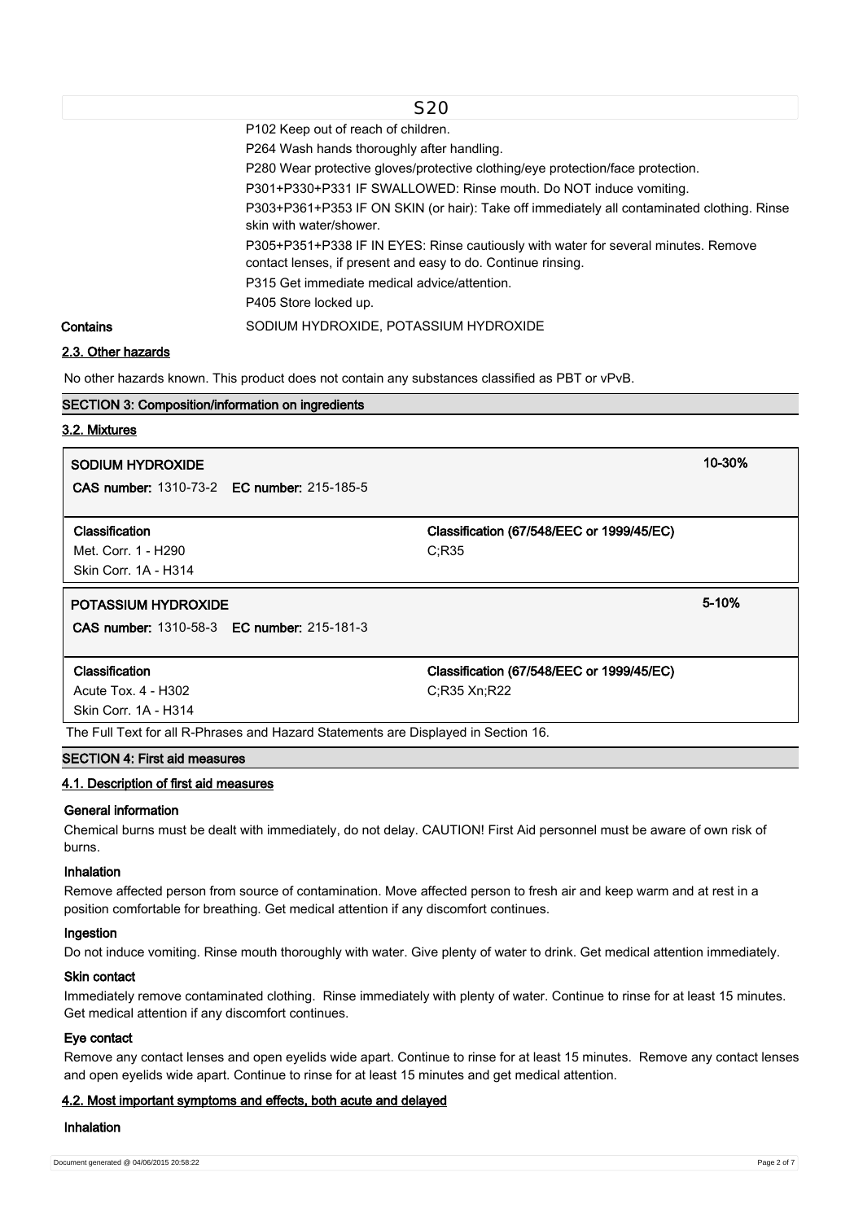P102 Keep out of reach of children.

P264 Wash hands thoroughly after handling.

P280 Wear protective gloves/protective clothing/eye protection/face protection.

P301+P330+P331 IF SWALLOWED: Rinse mouth. Do NOT induce vomiting.

P303+P361+P353 IF ON SKIN (or hair): Take off immediately all contaminated clothing. Rinse skin with water/shower.

P305+P351+P338 IF IN EYES: Rinse cautiously with water for several minutes. Remove contact lenses, if present and easy to do. Continue rinsing.

P315 Get immediate medical advice/attention.

P405 Store locked up.

**Contains** SODIUM HYDROXIDE, POTASSIUM HYDROXIDE

### 2.3. Other hazards

No other hazards known. This product does not contain any substances classified as PBT or vPvB.

## SECTION 3: Composition/information on ingredients

### 3.2. Mixtures

| **SODIUM HYDROXIDE** | | **10-30%** |
|---|---|---|
| **CAS number:** 1310-73-2 **EC number:** 215-185-5 | | |
| **Classification** | **Classification (67/548/EEC or 1999/45/EC)** | |
| Met. Corr. 1 - H290<br>Skin Corr. 1A - H314 | C;R35 | |

| **POTASSIUM HYDROXIDE** | | **5-10%** |
|---|---|---|
| **CAS number:** 1310-58-3 **EC number:** 215-181-3 | | |
| **Classification** | **Classification (67/548/EEC or 1999/45/EC)** | |
| Acute Tox. 4 - H302<br>Skin Corr. 1A - H314 | C;R35 Xn;R22 | |

The Full Text for all R-Phrases and Hazard Statements are Displayed in Section 16.

## SECTION 4: First aid measures

### 4.1. Description of first aid measures

**General information**

Chemical burns must be dealt with immediately, do not delay. CAUTION! First Aid personnel must be aware of own risk of burns.

**Inhalation**

Remove affected person from source of contamination. Move affected person to fresh air and keep warm and at rest in a position comfortable for breathing. Get medical attention if any discomfort continues.

**Ingestion**

Do not induce vomiting. Rinse mouth thoroughly with water. Give plenty of water to drink. Get medical attention immediately.

**Skin contact**

Immediately remove contaminated clothing. Rinse immediately with plenty of water. Continue to rinse for at least 15 minutes. Get medical attention if any discomfort continues.

**Eye contact**

Remove any contact lenses and open eyelids wide apart. Continue to rinse for at least 15 minutes. Remove any contact lenses and open eyelids wide apart. Continue to rinse for at least 15 minutes and get medical attention.

### 4.2. Most important symptoms and effects, both acute and delayed

**Inhalation**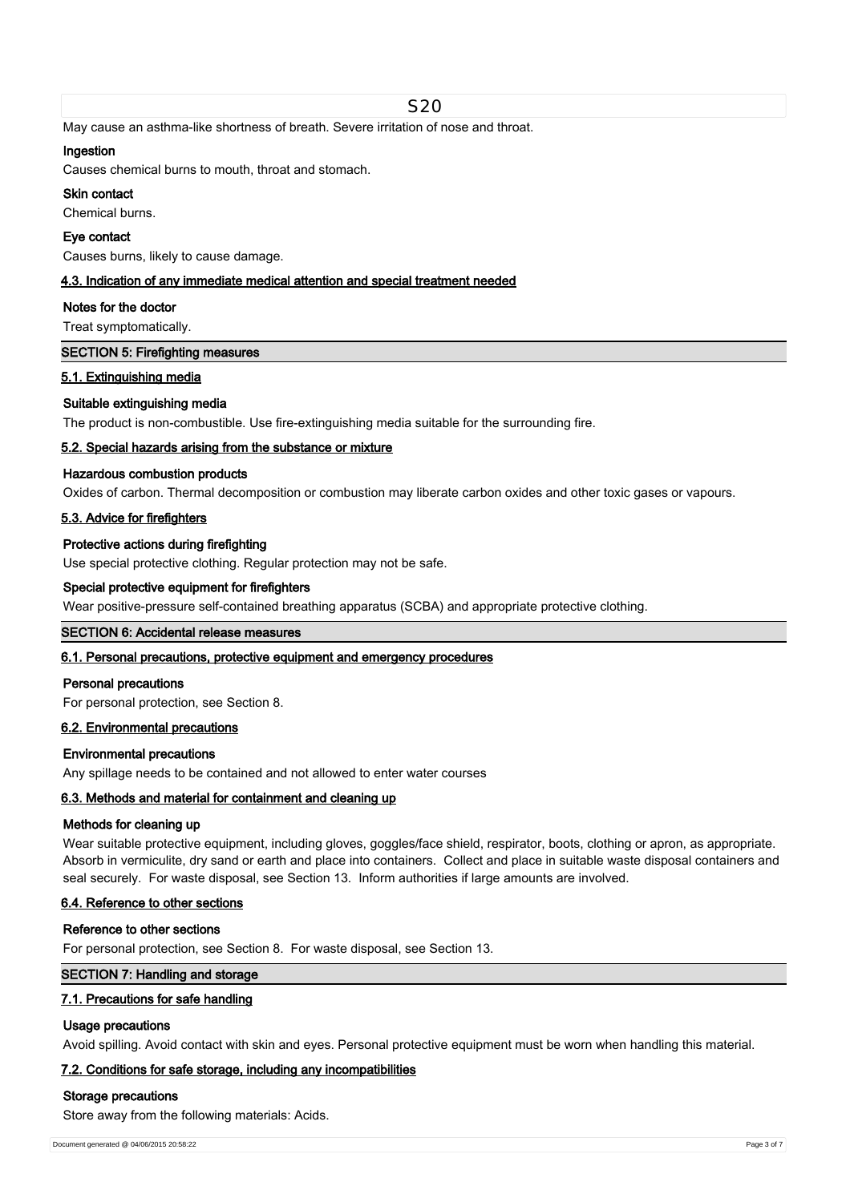May cause an asthma-like shortness of breath. Severe irritation of nose and throat.

**Ingestion**

Causes chemical burns to mouth, throat and stomach.

**Skin contact**

Chemical burns.

**Eye contact**

Causes burns, likely to cause damage.

### 4.3. Indication of any immediate medical attention and special treatment needed

**Notes for the doctor**

Treat symptomatically.

## SECTION 5: Firefighting measures

### 5.1. Extinguishing media

**Suitable extinguishing media**

The product is non-combustible. Use fire-extinguishing media suitable for the surrounding fire.

### 5.2. Special hazards arising from the substance or mixture

**Hazardous combustion products**

Oxides of carbon. Thermal decomposition or combustion may liberate carbon oxides and other toxic gases or vapours.

### 5.3. Advice for firefighters

**Protective actions during firefighting**

Use special protective clothing. Regular protection may not be safe.

**Special protective equipment for firefighters**

Wear positive-pressure self-contained breathing apparatus (SCBA) and appropriate protective clothing.

## SECTION 6: Accidental release measures

### 6.1. Personal precautions, protective equipment and emergency procedures

**Personal precautions**

For personal protection, see Section 8.

### 6.2. Environmental precautions

**Environmental precautions**

Any spillage needs to be contained and not allowed to enter water courses

### 6.3. Methods and material for containment and cleaning up

**Methods for cleaning up**

Wear suitable protective equipment, including gloves, goggles/face shield, respirator, boots, clothing or apron, as appropriate. Absorb in vermiculite, dry sand or earth and place into containers. Collect and place in suitable waste disposal containers and seal securely. For waste disposal, see Section 13. Inform authorities if large amounts are involved.

### 6.4. Reference to other sections

**Reference to other sections**

For personal protection, see Section 8. For waste disposal, see Section 13.

## SECTION 7: Handling and storage

### 7.1. Precautions for safe handling

**Usage precautions**

Avoid spilling. Avoid contact with skin and eyes. Personal protective equipment must be worn when handling this material.

### 7.2. Conditions for safe storage, including any incompatibilities

**Storage precautions**

Store away from the following materials: Acids.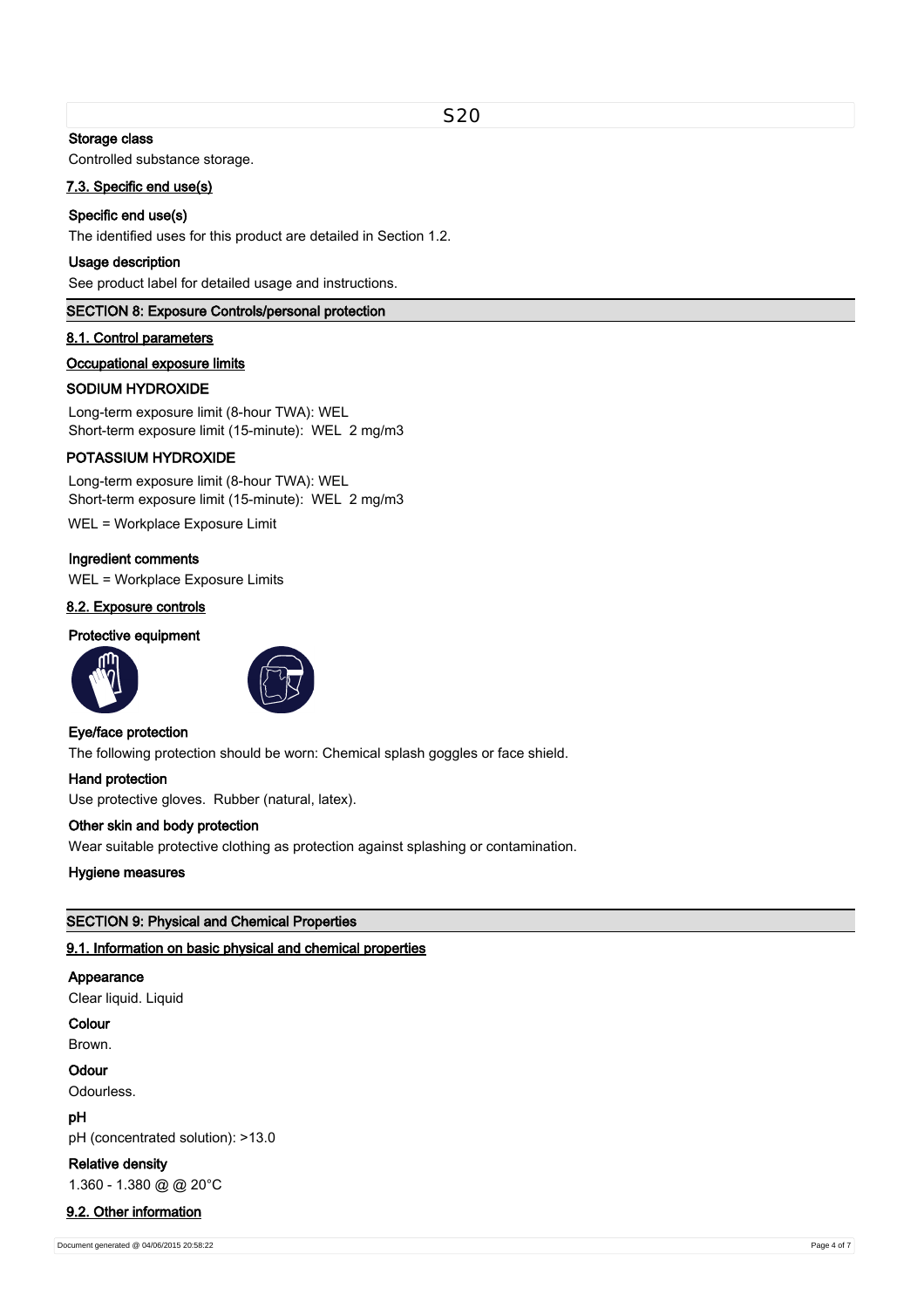### Storage class

Controlled substance storage.

#### 7.3. Specific end use(s)

### Specific end use(s)

The identified uses for this product are detailed in Section 1.2.

### Usage description

See product label for detailed usage and instructions.

## SECTION 8: Exposure Controls/personal protection

#### 8.1. Control parameters

#### Occupational exposure limits

### SODIUM HYDROXIDE

Long-term exposure limit (8-hour TWA): WEL
Short-term exposure limit (15-minute): WEL 2 mg/m3

### POTASSIUM HYDROXIDE

Long-term exposure limit (8-hour TWA): WEL
Short-term exposure limit (15-minute): WEL 2 mg/m3

WEL = Workplace Exposure Limit

### Ingredient comments

WEL = Workplace Exposure Limits

#### 8.2. Exposure controls

### Protective equipment

### Eye/face protection

The following protection should be worn: Chemical splash goggles or face shield.

### Hand protection

Use protective gloves. Rubber (natural, latex).

### Other skin and body protection

Wear suitable protective clothing as protection against splashing or contamination.

### Hygiene measures

## SECTION 9: Physical and Chemical Properties

#### 9.1. Information on basic physical and chemical properties

### Appearance

Clear liquid. Liquid

### Colour

Brown.

### Odour

Odourless.

### pH

pH (concentrated solution): >13.0

### Relative density

1.360 - 1.380 @ @ 20°C

#### 9.2. Other information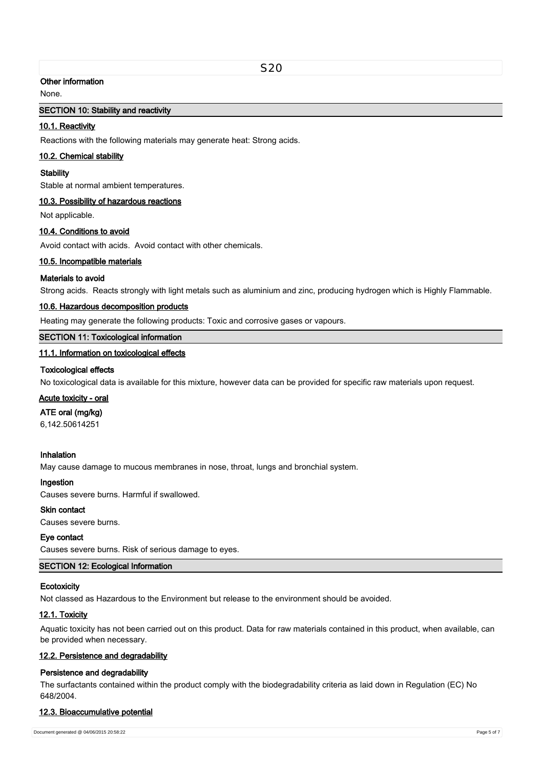### Other information

None.

## SECTION 10: Stability and reactivity

### 10.1. Reactivity

Reactions with the following materials may generate heat: Strong acids.

### 10.2. Chemical stability

**Stability**

Stable at normal ambient temperatures.

### 10.3. Possibility of hazardous reactions

Not applicable.

### 10.4. Conditions to avoid

Avoid contact with acids. Avoid contact with other chemicals.

### 10.5. Incompatible materials

**Materials to avoid**

Strong acids. Reacts strongly with light metals such as aluminium and zinc, producing hydrogen which is Highly Flammable.

### 10.6. Hazardous decomposition products

Heating may generate the following products: Toxic and corrosive gases or vapours.

## SECTION 11: Toxicological information

### 11.1. Information on toxicological effects

**Toxicological effects**

No toxicological data is available for this mixture, however data can be provided for specific raw materials upon request.

**Acute toxicity - oral**

**ATE oral (mg/kg)**

6,142.50614251

**Inhalation**

May cause damage to mucous membranes in nose, throat, lungs and bronchial system.

**Ingestion**

Causes severe burns. Harmful if swallowed.

**Skin contact**

Causes severe burns.

**Eye contact**

Causes severe burns. Risk of serious damage to eyes.

## SECTION 12: Ecological Information

**Ecotoxicity**

Not classed as Hazardous to the Environment but release to the environment should be avoided.

### 12.1. Toxicity

Aquatic toxicity has not been carried out on this product. Data for raw materials contained in this product, when available, can be provided when necessary.

### 12.2. Persistence and degradability

**Persistence and degradability**

The surfactants contained within the product comply with the biodegradability criteria as laid down in Regulation (EC) No 648/2004.

### 12.3. Bioaccumulative potential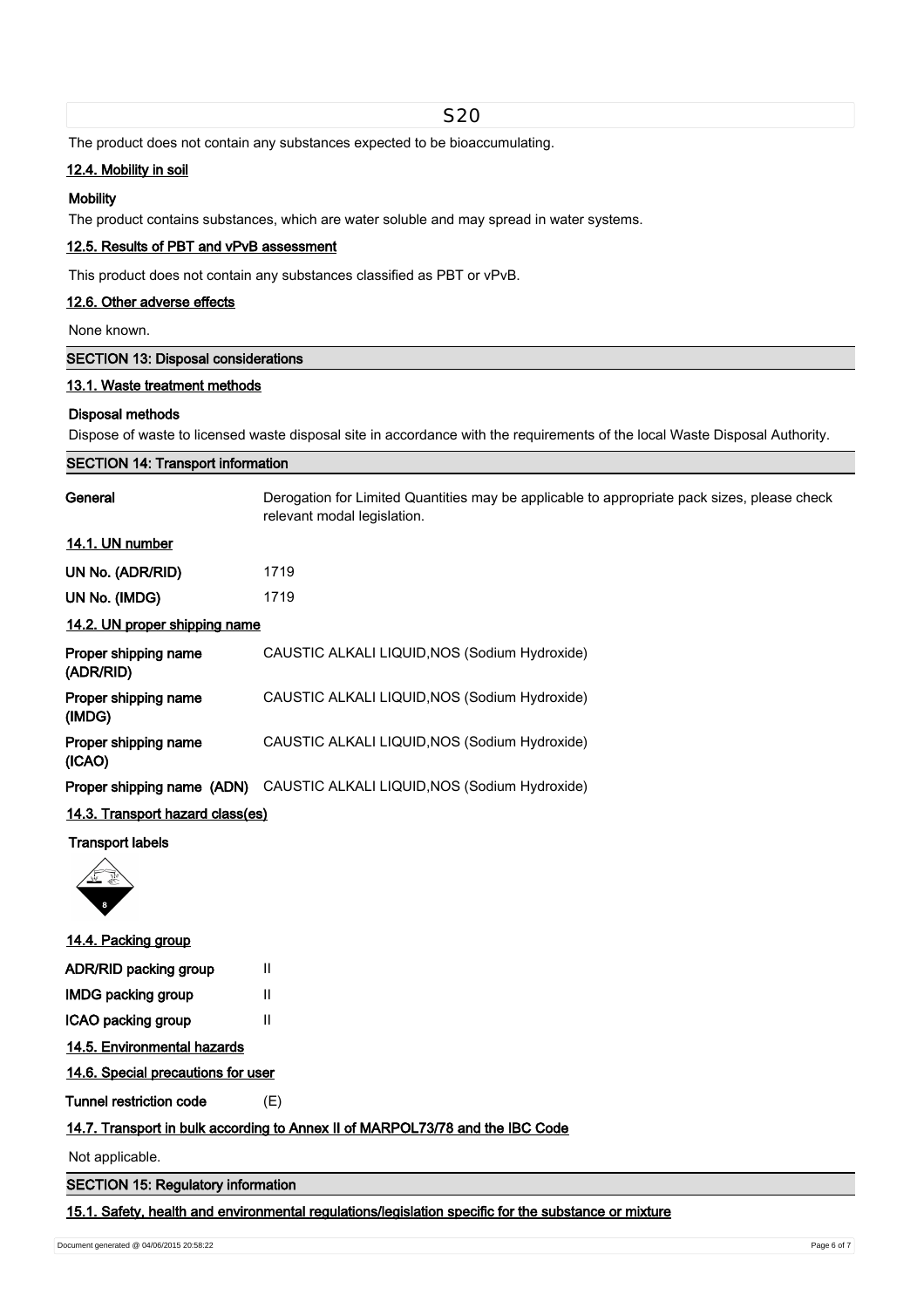The product does not contain any substances expected to be bioaccumulating.

### 12.4. Mobility in soil

**Mobility**

The product contains substances, which are water soluble and may spread in water systems.

### 12.5. Results of PBT and vPvB assessment

This product does not contain any substances classified as PBT or vPvB.

### 12.6. Other adverse effects

None known.

## SECTION 13: Disposal considerations

### 13.1. Waste treatment methods

**Disposal methods**

Dispose of waste to licensed waste disposal site in accordance with the requirements of the local Waste Disposal Authority.

## SECTION 14: Transport information

**General** Derogation for Limited Quantities may be applicable to appropriate pack sizes, please check relevant modal legislation.

### 14.1. UN number

| | |
|---|---|
| **UN No. (ADR/RID)** | 1719 |
| **UN No. (IMDG)** | 1719 |

### 14.2. UN proper shipping name

| | |
|---|---|
| **Proper shipping name (ADR/RID)** | CAUSTIC ALKALI LIQUID,NOS (Sodium Hydroxide) |
| **Proper shipping name (IMDG)** | CAUSTIC ALKALI LIQUID,NOS (Sodium Hydroxide) |
| **Proper shipping name (ICAO)** | CAUSTIC ALKALI LIQUID,NOS (Sodium Hydroxide) |
| **Proper shipping name (ADN)** | CAUSTIC ALKALI LIQUID,NOS (Sodium Hydroxide) |

### 14.3. Transport hazard class(es)

**Transport labels**

### 14.4. Packing group

| | |
|---|---|
| **ADR/RID packing group** | II |
| **IMDG packing group** | II |
| **ICAO packing group** | II |

### 14.5. Environmental hazards

### 14.6. Special precautions for user

**Tunnel restriction code** (E)

### 14.7. Transport in bulk according to Annex II of MARPOL73/78 and the IBC Code

Not applicable.

## SECTION 15: Regulatory information

### 15.1. Safety, health and environmental regulations/legislation specific for the substance or mixture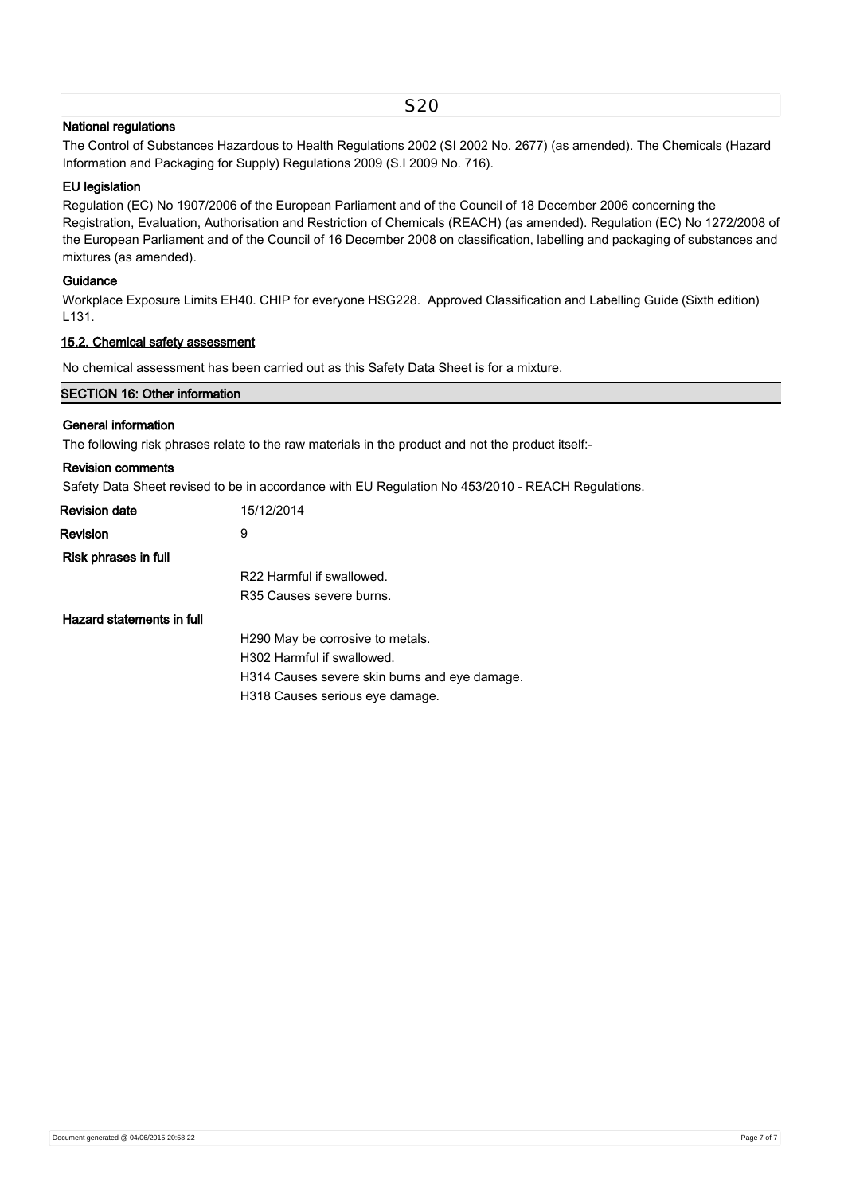### National regulations

The Control of Substances Hazardous to Health Regulations 2002 (SI 2002 No. 2677) (as amended). The Chemicals (Hazard Information and Packaging for Supply) Regulations 2009 (S.I 2009 No. 716).

### EU legislation

Regulation (EC) No 1907/2006 of the European Parliament and of the Council of 18 December 2006 concerning the Registration, Evaluation, Authorisation and Restriction of Chemicals (REACH) (as amended). Regulation (EC) No 1272/2008 of the European Parliament and of the Council of 16 December 2008 on classification, labelling and packaging of substances and mixtures (as amended).

### Guidance

Workplace Exposure Limits EH40. CHIP for everyone HSG228. Approved Classification and Labelling Guide (Sixth edition) L131.

### 15.2. Chemical safety assessment

No chemical assessment has been carried out as this Safety Data Sheet is for a mixture.

## SECTION 16: Other information

### General information

The following risk phrases relate to the raw materials in the product and not the product itself:-

### Revision comments

Safety Data Sheet revised to be in accordance with EU Regulation No 453/2010 - REACH Regulations.

**Revision date** 15/12/2014

**Revision** 9

**Risk phrases in full**

R22 Harmful if swallowed.
R35 Causes severe burns.

**Hazard statements in full**

H290 May be corrosive to metals.
H302 Harmful if swallowed.
H314 Causes severe skin burns and eye damage.
H318 Causes serious eye damage.